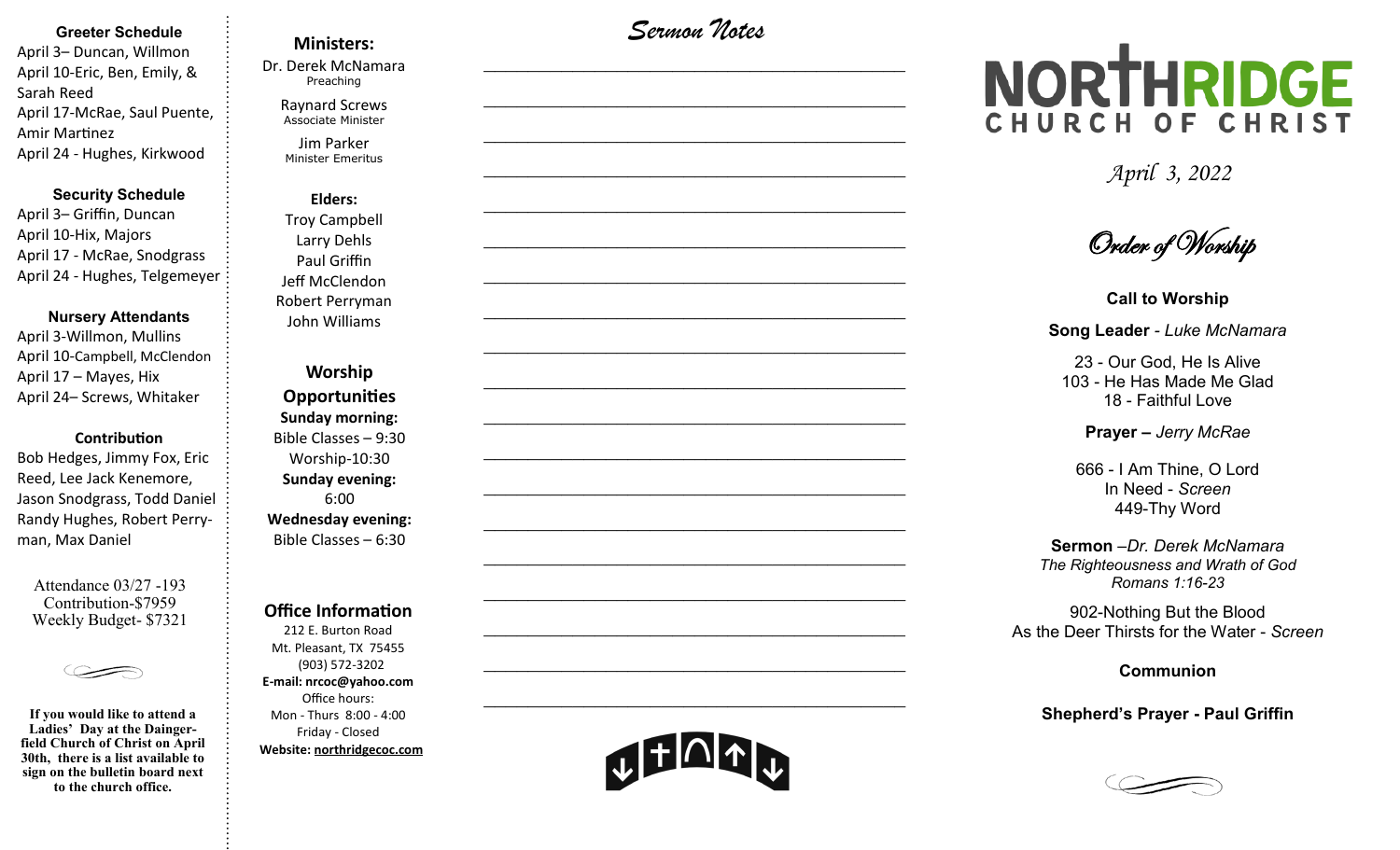### Greeter Schedule

April 3– Duncan, Willmon
April 10-Eric, Ben, Emily, & Sarah Reed
April 17-McRae, Saul Puente, Amir Martinez
April 24 - Hughes, Kirkwood

### Security Schedule

April 3– Griffin, Duncan
April 10-Hix, Majors
April 17 - McRae, Snodgrass
April 24 - Hughes, Telgemeyer

### Nursery Attendants

April 3-Willmon, Mullins
April 10-Campbell, McClendon
April 17 – Mayes, Hix
April 24– Screws, Whitaker

### Contribution

Bob Hedges, Jimmy Fox, Eric Reed, Lee Jack Kenemore, Jason Snodgrass, Todd Daniel Randy Hughes, Robert Perryman, Max Daniel

Attendance 03/27 -193
Contribution-$7959
Weekly Budget- $7321

**If you would like to attend a Ladies' Day at the Daingerfield Church of Christ on April 30th, there is a list available to sign on the bulletin board next to the church office.**

### Ministers:

Dr. Derek McNamara
Preaching

Raynard Screws
Associate Minister

Jim Parker
Minister Emeritus

**Elders:**
Troy Campbell
Larry Dehls
Paul Griffin
Jeff McClendon
Robert Perryman
John Williams

### Worship Opportunities

**Sunday morning:**
Bible Classes – 9:30
Worship-10:30
**Sunday evening:**
6:00
**Wednesday evening:**
Bible Classes – 6:30

### Office Information

212 E. Burton Road
Mt. Pleasant, TX 75455
(903) 572-3202
**E-mail: nrcoc@yahoo.com**
Office hours:
Mon - Thurs 8:00 - 4:00
Friday - Closed
**Website: northridgecoc.com**

## *Sermon Notes*

# NORTHRIDGE CHURCH OF CHRIST

*April 3, 2022*

## *Order of Worship*

**Call to Worship**

**Song Leader** - *Luke McNamara*

23 - Our God, He Is Alive
103 - He Has Made Me Glad
18 - Faithful Love

**Prayer –** *Jerry McRae*

666 - I Am Thine, O Lord
In Need - *Screen*
449-Thy Word

**Sermon** –*Dr. Derek McNamara*
*The Righteousness and Wrath of God*
*Romans 1:16-23*

902-Nothing But the Blood
As the Deer Thirsts for the Water - *Screen*

**Communion**

**Shepherd's Prayer - Paul Griffin**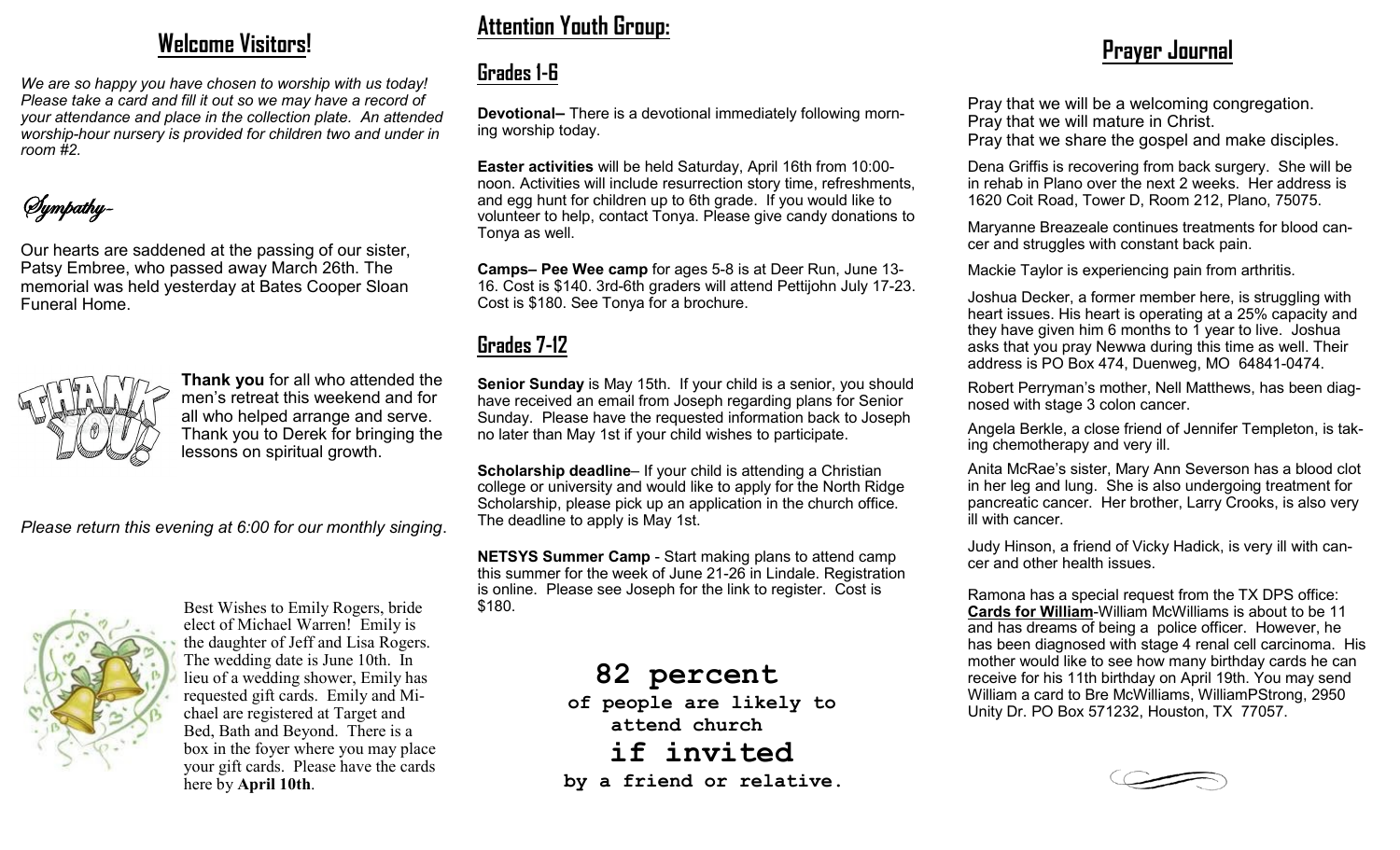## Welcome Visitors!

*We are so happy you have chosen to worship with us today! Please take a card and fill it out so we may have a record of your attendance and place in the collection plate. An attended worship-hour nursery is provided for children two and under in room #2.*

## *Sympathy–*

Our hearts are saddened at the passing of our sister, Patsy Embree, who passed away March 26th. The memorial was held yesterday at Bates Cooper Sloan Funeral Home.

**Thank you** for all who attended the men's retreat this weekend and for all who helped arrange and serve. Thank you to Derek for bringing the lessons on spiritual growth.

*Please return this evening at 6:00 for our monthly singing*.

Best Wishes to Emily Rogers, bride elect of Michael Warren! Emily is the daughter of Jeff and Lisa Rogers. The wedding date is June 10th. In lieu of a wedding shower, Emily has requested gift cards. Emily and Michael are registered at Target and Bed, Bath and Beyond. There is a box in the foyer where you may place your gift cards. Please have the cards here by **April 10th**.

## Attention Youth Group:

### Grades 1-6

**Devotional–** There is a devotional immediately following morning worship today.

**Easter activities** will be held Saturday, April 16th from 10:00-noon. Activities will include resurrection story time, refreshments, and egg hunt for children up to 6th grade. If you would like to volunteer to help, contact Tonya. Please give candy donations to Tonya as well.

**Camps– Pee Wee camp** for ages 5-8 is at Deer Run, June 13-16. Cost is $140. 3rd-6th graders will attend Pettijohn July 17-23. Cost is $180. See Tonya for a brochure.

### Grades 7-12

**Senior Sunday** is May 15th. If your child is a senior, you should have received an email from Joseph regarding plans for Senior Sunday. Please have the requested information back to Joseph no later than May 1st if your child wishes to participate.

**Scholarship deadline**– If your child is attending a Christian college or university and would like to apply for the North Ridge Scholarship, please pick up an application in the church office. The deadline to apply is May 1st.

**NETSYS Summer Camp** - Start making plans to attend camp this summer for the week of June 21-26 in Lindale. Registration is online. Please see Joseph for the link to register. Cost is $180.

**82 percent**
**of people are likely to attend church**
**if invited**
**by a friend or relative.**

## Prayer Journal

Pray that we will be a welcoming congregation.
Pray that we will mature in Christ.
Pray that we share the gospel and make disciples.

Dena Griffis is recovering from back surgery. She will be in rehab in Plano over the next 2 weeks. Her address is 1620 Coit Road, Tower D, Room 212, Plano, 75075.

Maryanne Breazeale continues treatments for blood cancer and struggles with constant back pain.

Mackie Taylor is experiencing pain from arthritis.

Joshua Decker, a former member here, is struggling with heart issues. His heart is operating at a 25% capacity and they have given him 6 months to 1 year to live. Joshua asks that you pray Newwa during this time as well. Their address is PO Box 474, Duenweg, MO 64841-0474.

Robert Perryman's mother, Nell Matthews, has been diagnosed with stage 3 colon cancer.

Angela Berkle, a close friend of Jennifer Templeton, is taking chemotherapy and very ill.

Anita McRae's sister, Mary Ann Severson has a blood clot in her leg and lung. She is also undergoing treatment for pancreatic cancer. Her brother, Larry Crooks, is also very ill with cancer.

Judy Hinson, a friend of Vicky Hadick, is very ill with cancer and other health issues.

Ramona has a special request from the TX DPS office: **Cards for William**-William McWilliams is about to be 11 and has dreams of being a police officer. However, he has been diagnosed with stage 4 renal cell carcinoma. His mother would like to see how many birthday cards he can receive for his 11th birthday on April 19th. You may send William a card to Bre McWilliams, WilliamPStrong, 2950 Unity Dr. PO Box 571232, Houston, TX 77057.